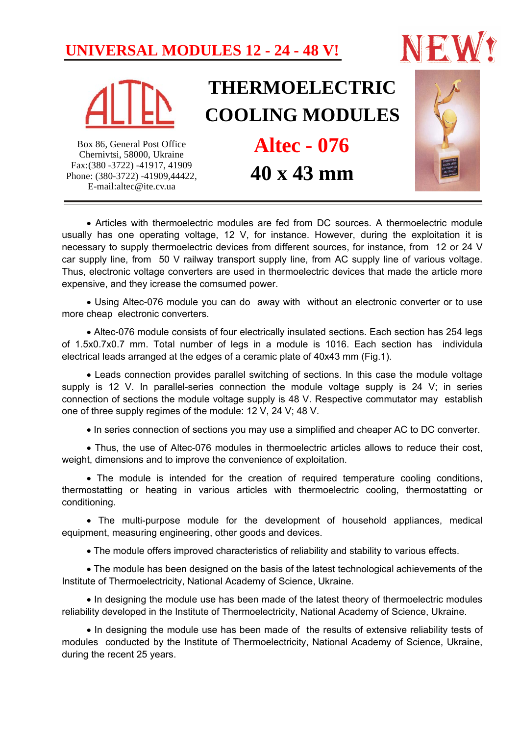# UNIVERSAL MODULES 12 - 24 - 48 V!

NEW!

ALTEC

Box 86, General Post Office
Chernivtsi, 58000, Ukraine
Fax:(380 -3722) -41917, 41909
Phone: (380-3722) -41909,44422,
E-mail:altec@ite.cv.ua

## THERMOELECTRIC COOLING MODULES

## Altec - 076

## 40 x 43 mm

---

- Articles with thermoelectric modules are fed from DC sources. A thermoelectric module usually has one operating voltage, 12 V, for instance. However, during the exploitation it is necessary to supply thermoelectric devices from different sources, for instance, from 12 or 24 V car supply line, from 50 V railway transport supply line, from AC supply line of various voltage. Thus, electronic voltage converters are used in thermoelectric devices that made the article more expensive, and they icrease the comsumed power.

- Using Altec-076 module you can do away with without an electronic converter or to use more cheap electronic converters.

- Altec-076 module consists of four electrically insulated sections. Each section has 254 legs of 1.5x0.7x0.7 mm. Total number of legs in a module is 1016. Each section has individula electrical leads arranged at the edges of a ceramic plate of 40x43 mm (Fig.1).

- Leads connection provides parallel switching of sections. In this case the module voltage supply is 12 V. In parallel-series connection the module voltage supply is 24 V; in series connection of sections the module voltage supply is 48 V. Respective commutator may establish one of three supply regimes of the module: 12 V, 24 V; 48 V.

- In series connection of sections you may use a simplified and cheaper AC to DC converter.

- Thus, the use of Altec-076 modules in thermoelectric articles allows to reduce their cost, weight, dimensions and to improve the convenience of exploitation.

- The module is intended for the creation of required temperature cooling conditions, thermostatting or heating in various articles with thermoelectric cooling, thermostatting or conditioning.

- The multi-purpose module for the development of household appliances, medical equipment, measuring engineering, other goods and devices.

- The module offers improved characteristics of reliability and stability to various effects.

- The module has been designed on the basis of the latest technological achievements of the Institute of Thermoelectricity, National Academy of Science, Ukraine.

- In designing the module use has been made of the latest theory of thermoelectric modules reliability developed in the Institute of Thermoelectricity, National Academy of Science, Ukraine.

- In designing the module use has been made of the results of extensive reliability tests of modules conducted by the Institute of Thermoelectricity, National Academy of Science, Ukraine, during the recent 25 years.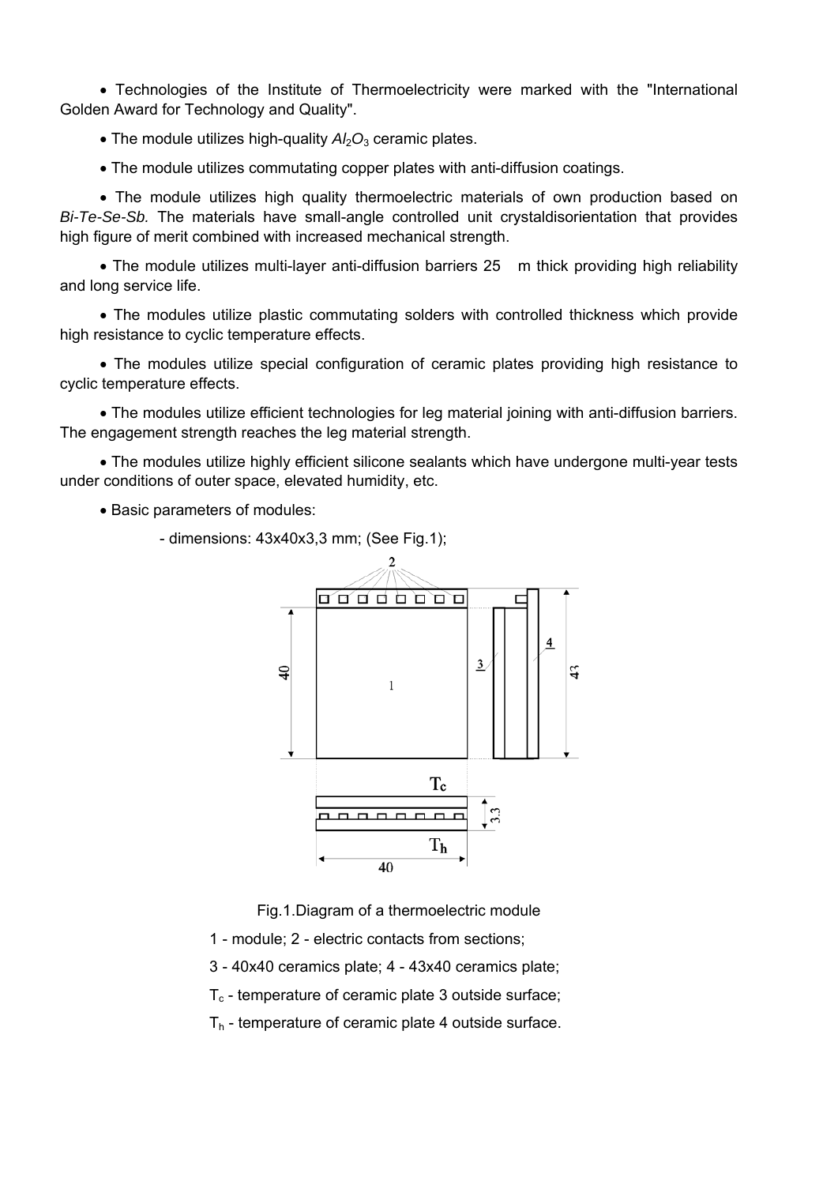- Technologies of the Institute of Thermoelectricity were marked with the "International Golden Award for Technology and Quality".

- The module utilizes high-quality $Al_2O_3$ ceramic plates.

- The module utilizes commutating copper plates with anti-diffusion coatings.

- The module utilizes high quality thermoelectric materials of own production based on *Bi-Te-Se-Sb.* The materials have small-angle controlled unit crystaldisorientation that provides high figure of merit combined with increased mechanical strength.

- The module utilizes multi-layer anti-diffusion barriers 25 m thick providing high reliability and long service life.

- The modules utilize plastic commutating solders with controlled thickness which provide high resistance to cyclic temperature effects.

- The modules utilize special configuration of ceramic plates providing high resistance to cyclic temperature effects.

- The modules utilize efficient technologies for leg material joining with anti-diffusion barriers. The engagement strength reaches the leg material strength.

- The modules utilize highly efficient silicone sealants which have undergone multi-year tests under conditions of outer space, elevated humidity, etc.

- Basic parameters of modules:

  - dimensions: 43x40x3,3 mm; (See Fig.1);

Fig.1.Diagram of a thermoelectric module

1 - module; 2 - electric contacts from sections;

3 - 40x40 ceramics plate; 4 - 43x40 ceramics plate;

$T_c$ - temperature of ceramic plate 3 outside surface;

$T_h$ - temperature of ceramic plate 4 outside surface.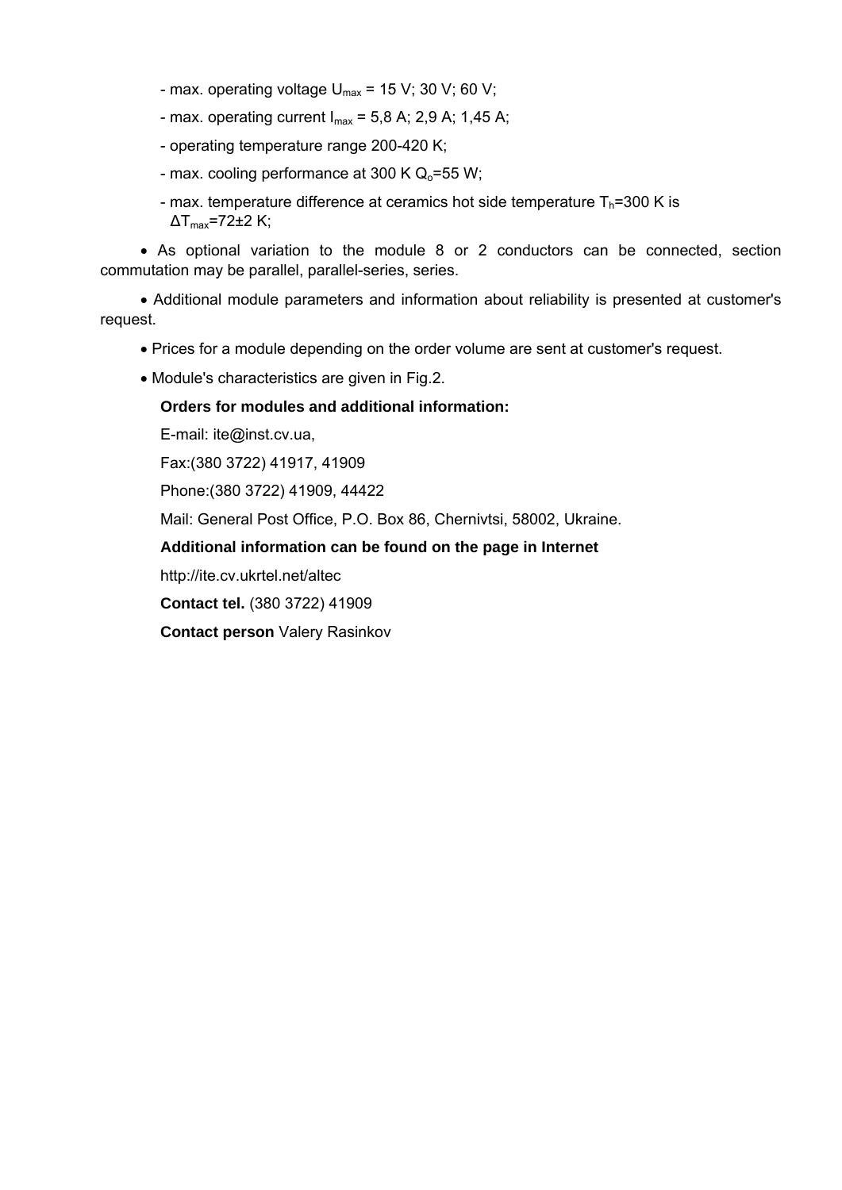- max. operating voltage $U_{max}$ = 15 V; 30 V; 60 V;
- max. operating current $I_{max}$ = 5,8 A; 2,9 A; 1,45 A;
- operating temperature range 200-420 K;
- max. cooling performance at 300 K $Q_o$=55 W;
- max. temperature difference at ceramics hot side temperature $T_h$=300 K is $\Delta T_{max}$=72±2 K;

- As optional variation to the module 8 or 2 conductors can be connected, section commutation may be parallel, parallel-series, series.
- Additional module parameters and information about reliability is presented at customer's request.
- Prices for a module depending on the order volume are sent at customer's request.
- Module's characteristics are given in Fig.2.

**Orders for modules and additional information:**

E-mail: ite@inst.cv.ua,

Fax:(380 3722) 41917, 41909

Phone:(380 3722) 41909, 44422

Mail: General Post Office, P.O. Box 86, Chernivtsi, 58002, Ukraine.

**Additional information can be found on the page in Internet**

http://ite.cv.ukrtel.net/altec

**Contact tel.** (380 3722) 41909

**Contact person** Valery Rasinkov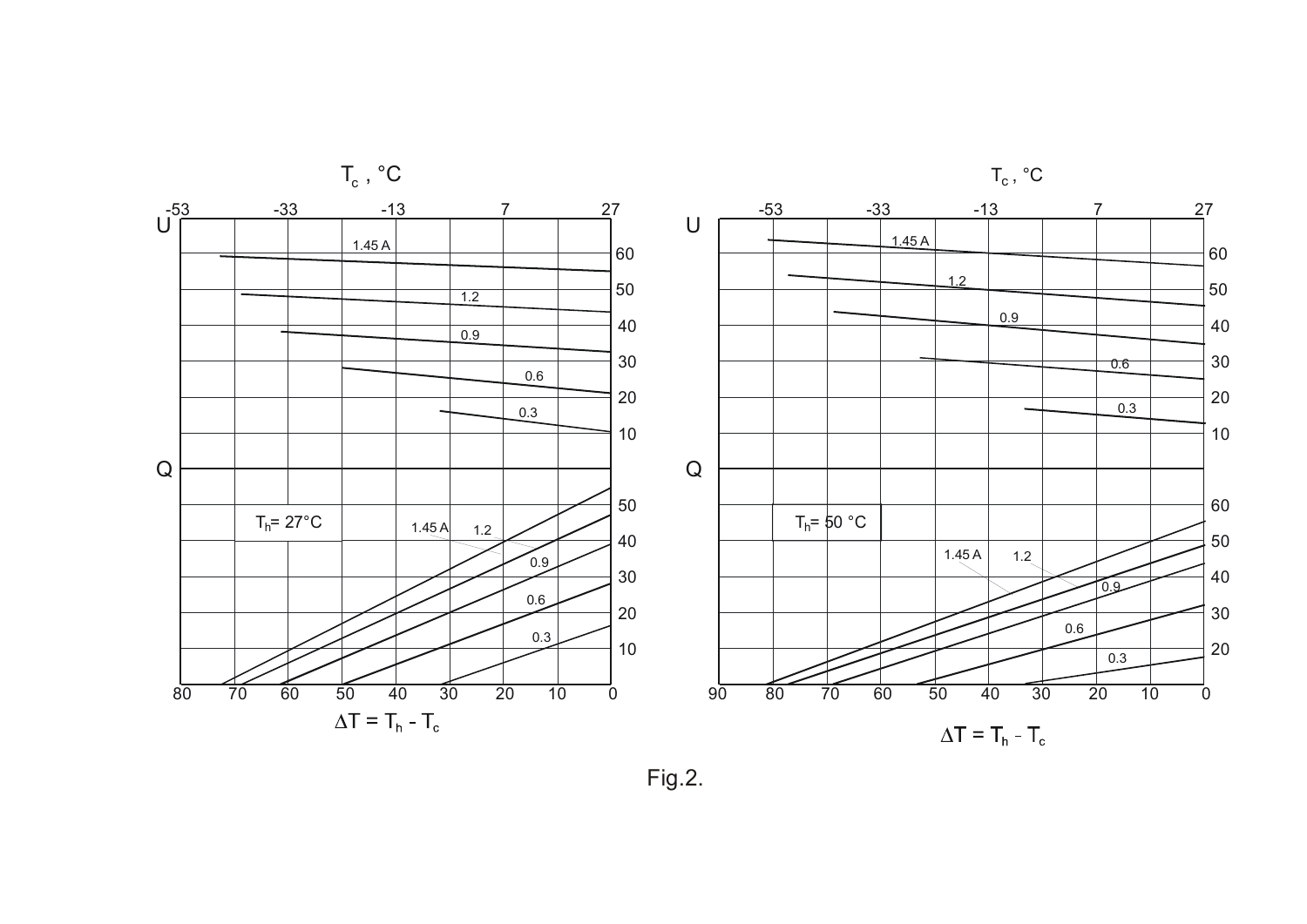$T_c$ , °C

-53 -33 -13 7 27

U

60 50 40 30 20 10

1.45 A

1.2

0.9

0.6

0.3

Q

50 40 30 20 10

$T_h$= 27°C

1.45 A 1.2

0.9

0.6

0.3

80 70 60 50 40 30 20 10 0

$\Delta T = T_h - T_c$

$T_c$ , °C

-53 -33 -13 7 27

U

60 50 40 30 20 10

1.45 A

1.2

0.9

0.6

0.3

Q

60 50 40 30 20

$T_h$= 50 °C

1.45 A 1.2

0.9

0.6

0.3

90 80 70 60 50 40 30 20 10 0

$\Delta T = T_h - T_c$

Fig.2.